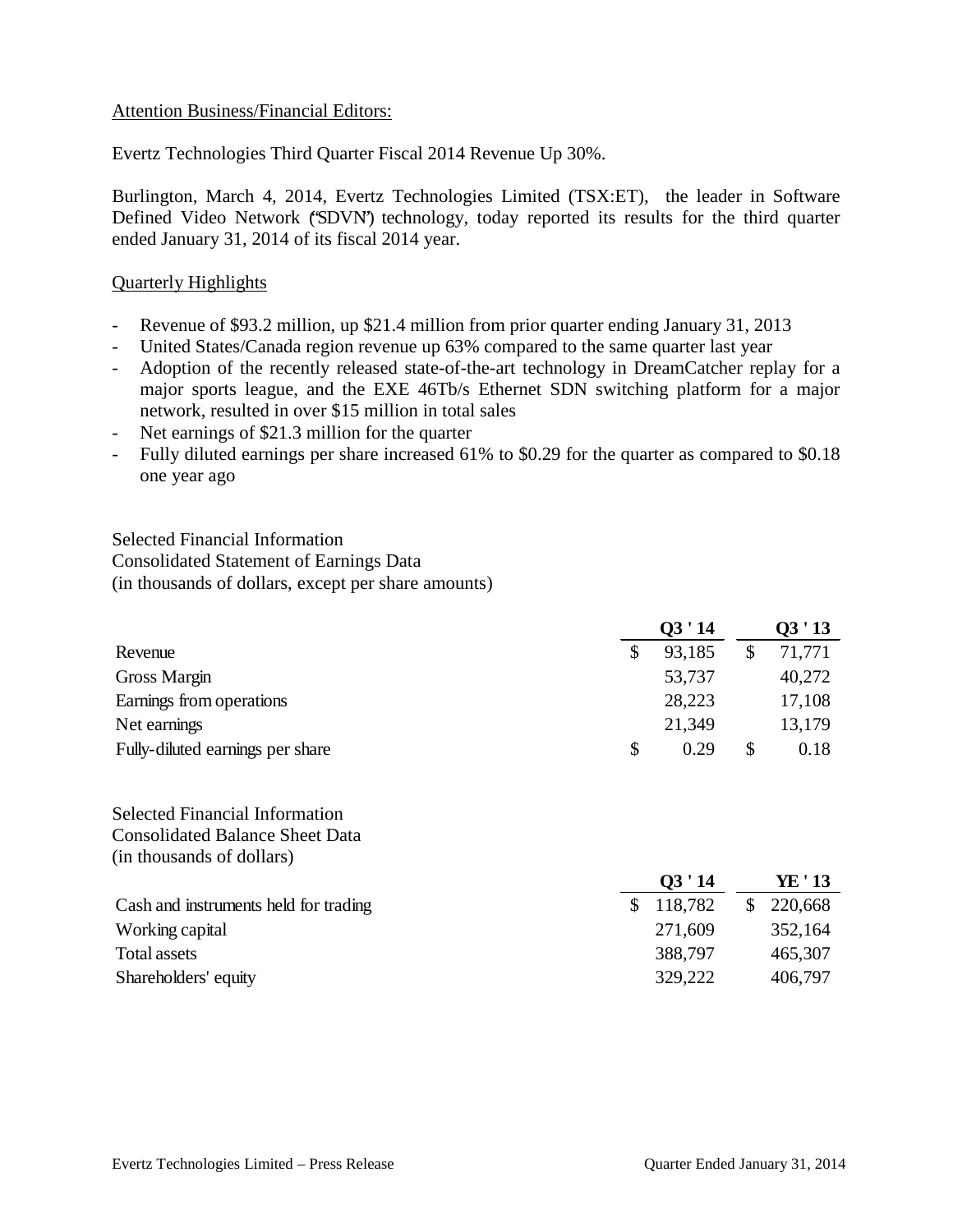Attention Business/Financial Editors:

Evertz Technologies Third Quarter Fiscal 2014 Revenue Up 30%.

Burlington, March 4, 2014, Evertz Technologies Limited (TSX:ET), the leader in Software Defined Video Network ("SDVN") technology, today reported its results for the third quarter ended January 31, 2014 of its fiscal 2014 year.

Quarterly Highlights

- Revenue of $93.2 million, up $21.4 million from prior quarter ending January 31, 2013
- United States/Canada region revenue up 63% compared to the same quarter last year
- Adoption of the recently released state-of-the-art technology in DreamCatcher replay for a major sports league, and the EXE 46Tb/s Ethernet SDN switching platform for a major network, resulted in over $15 million in total sales
- Net earnings of $21.3 million for the quarter
- Fully diluted earnings per share increased 61% to $0.29 for the quarter as compared to $0.18 one year ago

Selected Financial Information
Consolidated Statement of Earnings Data
(in thousands of dollars, except per share amounts)

| | Q3 ' 14 | Q3 ' 13 |
|---|---|---|
| Revenue | $ 93,185 | $ 71,771 |
| Gross Margin | 53,737 | 40,272 |
| Earnings from operations | 28,223 | 17,108 |
| Net earnings | 21,349 | 13,179 |
| Fully-diluted earnings per share | $ 0.29 | $ 0.18 |

Selected Financial Information
Consolidated Balance Sheet Data
(in thousands of dollars)

| | Q3 ' 14 | YE ' 13 |
|---|---|---|
| Cash and instruments held for trading | $ 118,782 | $ 220,668 |
| Working capital | 271,609 | 352,164 |
| Total assets | 388,797 | 465,307 |
| Shareholders' equity | 329,222 | 406,797 |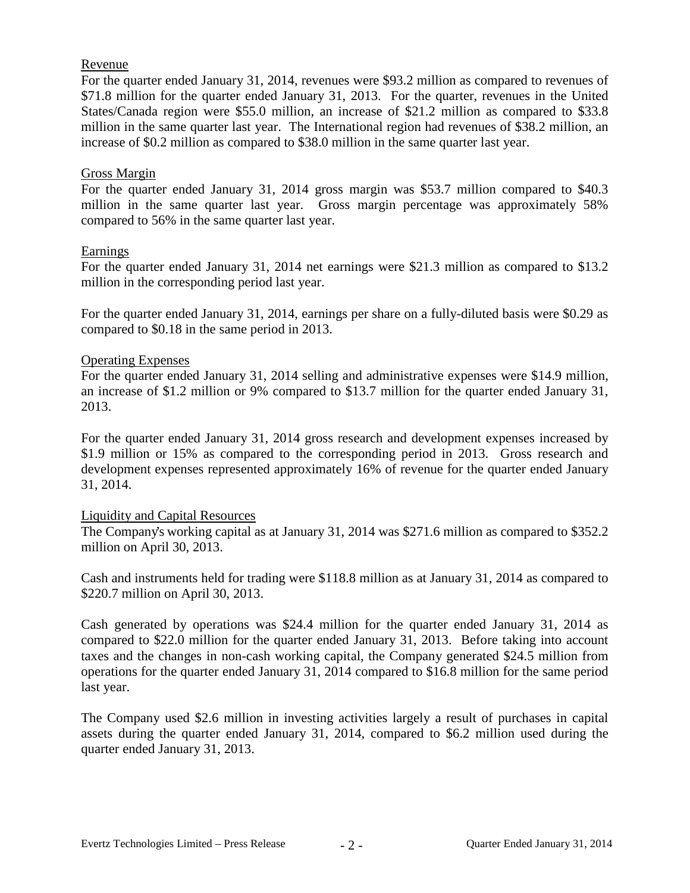Revenue

For the quarter ended January 31, 2014, revenues were $93.2 million as compared to revenues of $71.8 million for the quarter ended January 31, 2013. For the quarter, revenues in the United States/Canada region were $55.0 million, an increase of $21.2 million as compared to $33.8 million in the same quarter last year. The International region had revenues of $38.2 million, an increase of $0.2 million as compared to $38.0 million in the same quarter last year.

Gross Margin

For the quarter ended January 31, 2014 gross margin was $53.7 million compared to $40.3 million in the same quarter last year. Gross margin percentage was approximately 58% compared to 56% in the same quarter last year.

Earnings

For the quarter ended January 31, 2014 net earnings were $21.3 million as compared to $13.2 million in the corresponding period last year.

For the quarter ended January 31, 2014, earnings per share on a fully-diluted basis were $0.29 as compared to $0.18 in the same period in 2013.

Operating Expenses

For the quarter ended January 31, 2014 selling and administrative expenses were $14.9 million, an increase of $1.2 million or 9% compared to $13.7 million for the quarter ended January 31, 2013.

For the quarter ended January 31, 2014 gross research and development expenses increased by $1.9 million or 15% as compared to the corresponding period in 2013. Gross research and development expenses represented approximately 16% of revenue for the quarter ended January 31, 2014.

Liquidity and Capital Resources

The Company's working capital as at January 31, 2014 was $271.6 million as compared to $352.2 million on April 30, 2013.

Cash and instruments held for trading were $118.8 million as at January 31, 2014 as compared to $220.7 million on April 30, 2013.

Cash generated by operations was $24.4 million for the quarter ended January 31, 2014 as compared to $22.0 million for the quarter ended January 31, 2013. Before taking into account taxes and the changes in non-cash working capital, the Company generated $24.5 million from operations for the quarter ended January 31, 2014 compared to $16.8 million for the same period last year.

The Company used $2.6 million in investing activities largely a result of purchases in capital assets during the quarter ended January 31, 2014, compared to $6.2 million used during the quarter ended January 31, 2013.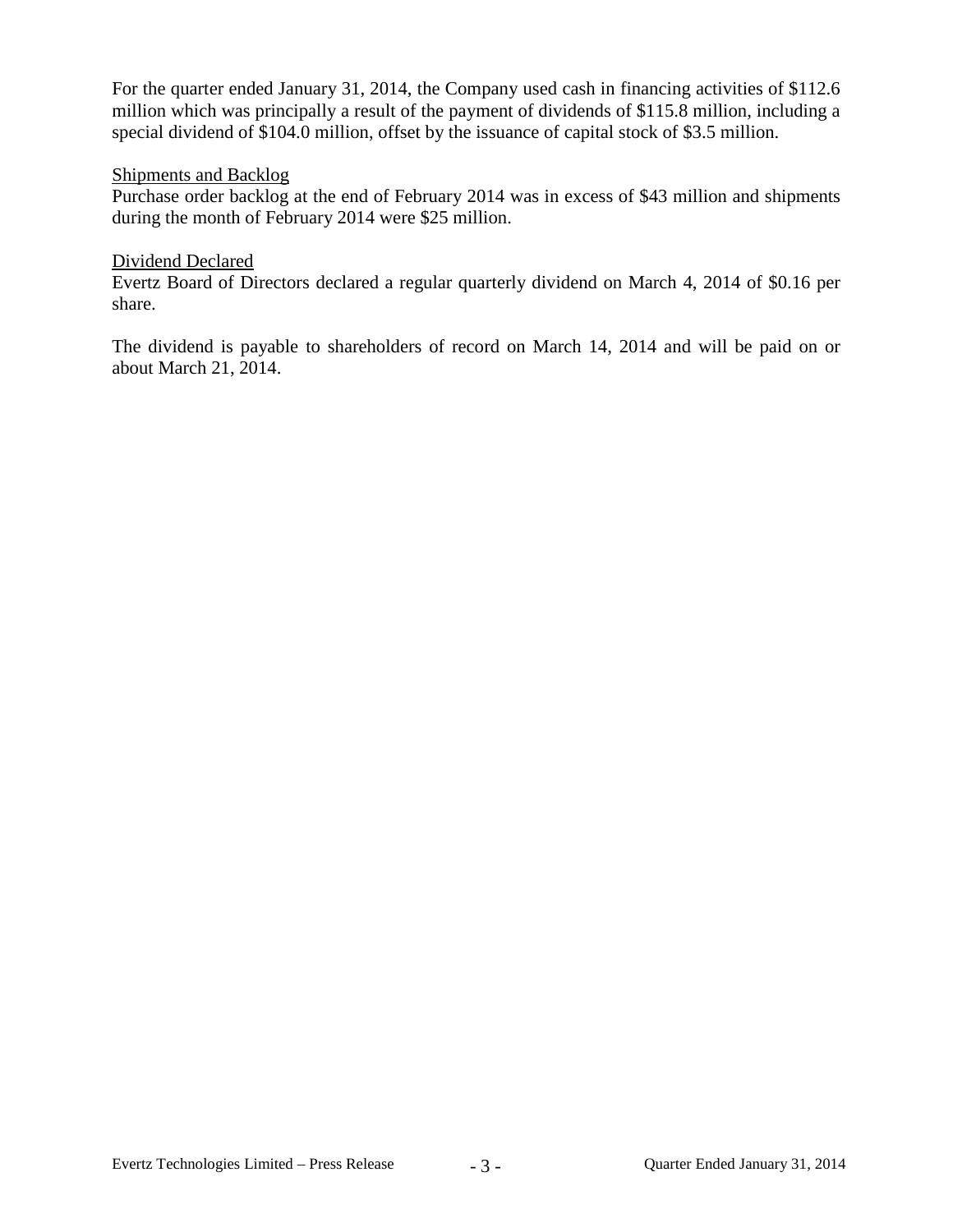For the quarter ended January 31, 2014, the Company used cash in financing activities of $112.6 million which was principally a result of the payment of dividends of $115.8 million, including a special dividend of $104.0 million, offset by the issuance of capital stock of $3.5 million.

<u>Shipments and Backlog</u>

Purchase order backlog at the end of February 2014 was in excess of $43 million and shipments during the month of February 2014 were $25 million.

<u>Dividend Declared</u>

Evertz Board of Directors declared a regular quarterly dividend on March 4, 2014 of $0.16 per share.

The dividend is payable to shareholders of record on March 14, 2014 and will be paid on or about March 21, 2014.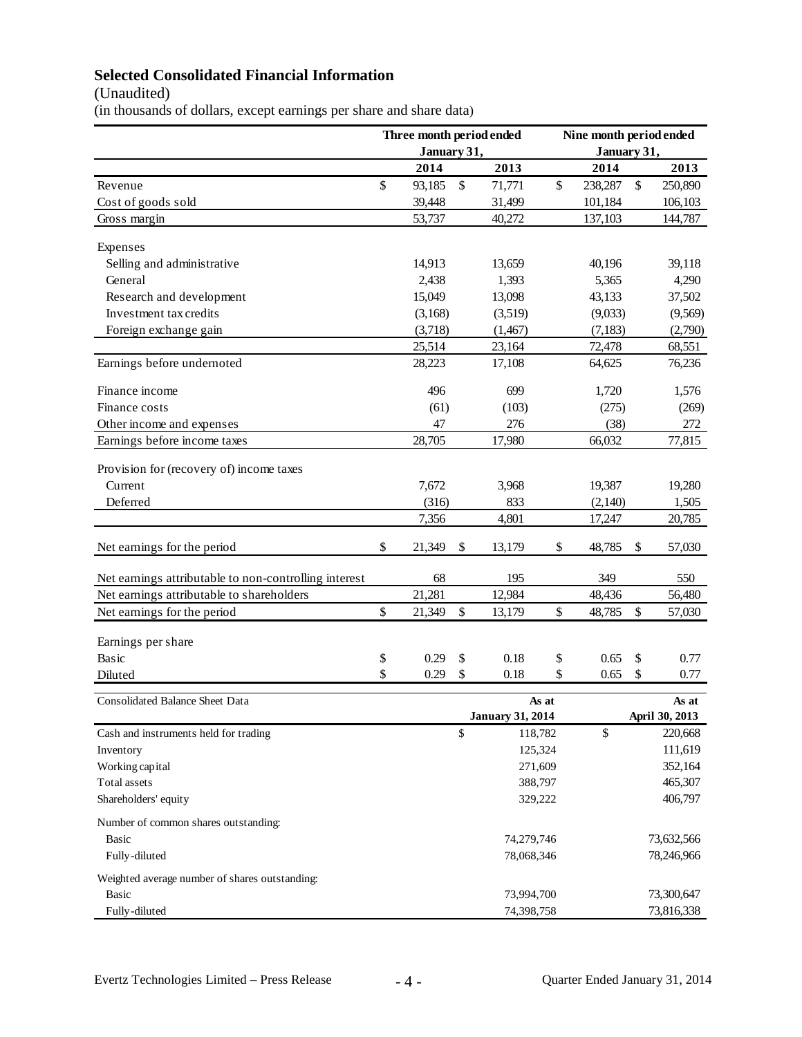## Selected Consolidated Financial Information

(Unaudited)

(in thousands of dollars, except earnings per share and share data)

| | Three month period ended January 31, | | Nine month period ended January 31, | |
|---|---|---|---|---|
| | 2014 | 2013 | 2014 | 2013 |
| Revenue | $ 93,185 | $ 71,771 | $ 238,287 | $ 250,890 |
| Cost of goods sold | 39,448 | 31,499 | 101,184 | 106,103 |
| Gross margin | 53,737 | 40,272 | 137,103 | 144,787 |
| Expenses | | | | |
| Selling and administrative | 14,913 | 13,659 | 40,196 | 39,118 |
| General | 2,438 | 1,393 | 5,365 | 4,290 |
| Research and development | 15,049 | 13,098 | 43,133 | 37,502 |
| Investment tax credits | (3,168) | (3,519) | (9,033) | (9,569) |
| Foreign exchange gain | (3,718) | (1,467) | (7,183) | (2,790) |
| | 25,514 | 23,164 | 72,478 | 68,551 |
| Earnings before undernoted | 28,223 | 17,108 | 64,625 | 76,236 |
| Finance income | 496 | 699 | 1,720 | 1,576 |
| Finance costs | (61) | (103) | (275) | (269) |
| Other income and expenses | 47 | 276 | (38) | 272 |
| Earnings before income taxes | 28,705 | 17,980 | 66,032 | 77,815 |
| Provision for (recovery of) income taxes | | | | |
| Current | 7,672 | 3,968 | 19,387 | 19,280 |
| Deferred | (316) | 833 | (2,140) | 1,505 |
| | 7,356 | 4,801 | 17,247 | 20,785 |
| Net earnings for the period | $ 21,349 | $ 13,179 | $ 48,785 | $ 57,030 |
| Net earnings attributable to non-controlling interest | 68 | 195 | 349 | 550 |
| Net earnings attributable to shareholders | 21,281 | 12,984 | 48,436 | 56,480 |
| Net earnings for the period | $ 21,349 | $ 13,179 | $ 48,785 | $ 57,030 |
| Earnings per share | | | | |
| Basic | $ 0.29 | $ 0.18 | $ 0.65 | $ 0.77 |
| Diluted | $ 0.29 | $ 0.18 | $ 0.65 | $ 0.77 |

| Consolidated Balance Sheet Data | As at January 31, 2014 | As at April 30, 2013 |
|---|---|---|
| Cash and instruments held for trading | $ 118,782 | $ 220,668 |
| Inventory | 125,324 | 111,619 |
| Working capital | 271,609 | 352,164 |
| Total assets | 388,797 | 465,307 |
| Shareholders' equity | 329,222 | 406,797 |
| Number of common shares outstanding: | | |
| Basic | 74,279,746 | 73,632,566 |
| Fully-diluted | 78,068,346 | 78,246,966 |
| Weighted average number of shares outstanding: | | |
| Basic | 73,994,700 | 73,300,647 |
| Fully-diluted | 74,398,758 | 73,816,338 |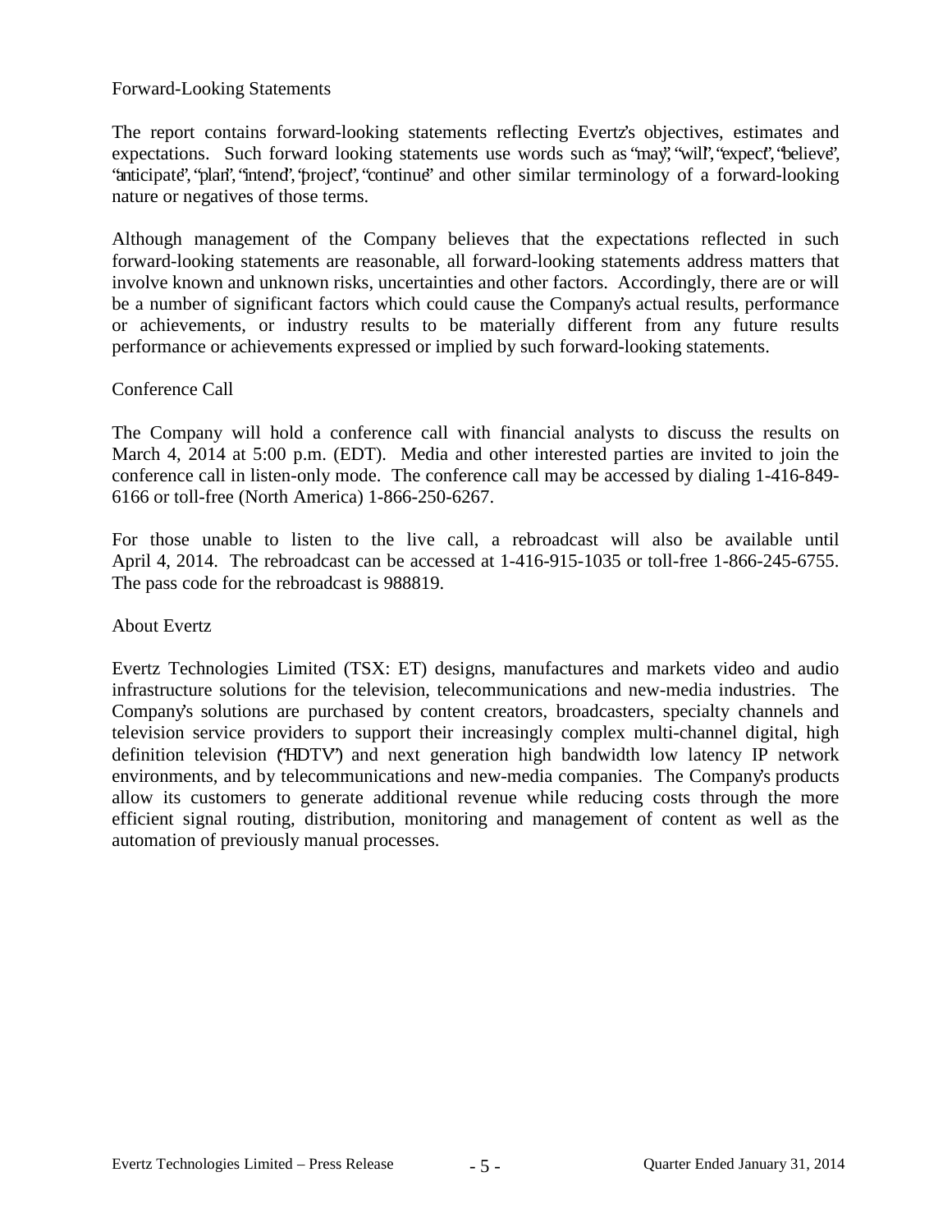## Forward-Looking Statements

The report contains forward-looking statements reflecting Evertz's objectives, estimates and expectations. Such forward looking statements use words such as "may", "will", "expect", "believe", "anticipate", "plan", "intend", "project", "continue" and other similar terminology of a forward-looking nature or negatives of those terms.

Although management of the Company believes that the expectations reflected in such forward-looking statements are reasonable, all forward-looking statements address matters that involve known and unknown risks, uncertainties and other factors. Accordingly, there are or will be a number of significant factors which could cause the Company's actual results, performance or achievements, or industry results to be materially different from any future results performance or achievements expressed or implied by such forward-looking statements.

## Conference Call

The Company will hold a conference call with financial analysts to discuss the results on March 4, 2014 at 5:00 p.m. (EDT). Media and other interested parties are invited to join the conference call in listen-only mode. The conference call may be accessed by dialing 1-416-849-6166 or toll-free (North America) 1-866-250-6267.

For those unable to listen to the live call, a rebroadcast will also be available until April 4, 2014. The rebroadcast can be accessed at 1-416-915-1035 or toll-free 1-866-245-6755. The pass code for the rebroadcast is 988819.

## About Evertz

Evertz Technologies Limited (TSX: ET) designs, manufactures and markets video and audio infrastructure solutions for the television, telecommunications and new-media industries. The Company's solutions are purchased by content creators, broadcasters, specialty channels and television service providers to support their increasingly complex multi-channel digital, high definition television ("HDTV") and next generation high bandwidth low latency IP network environments, and by telecommunications and new-media companies. The Company's products allow its customers to generate additional revenue while reducing costs through the more efficient signal routing, distribution, monitoring and management of content as well as the automation of previously manual processes.